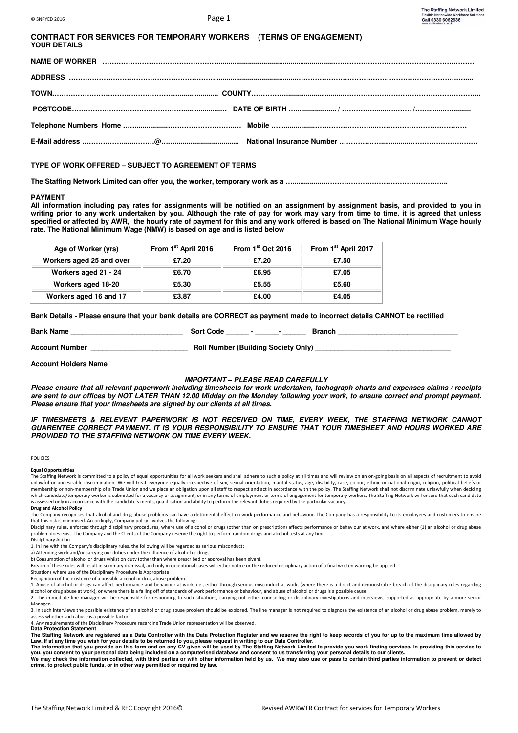## CONTRACT FOR SERVICES FOR TEMPORARY WORKERS (TERMS OF ENGAGEMENT)

### YOUR DETAILS

**NAME OF WORKER** ……………………………………………………………………………………………………………………………………………

**ADDRESS** ……………………………………………………………………………………………………………………………………………………

**TOWN**………………………………………………………………… **COUNTY**……………………………………………………………………………………

**POSTCODE**…………………………………………………………… **DATE OF BIRTH** ………………… / ………………………… /…………………………

**Telephone Numbers Home** ……………………………………………… **Mobile** ……………………………………………………………………………

**E-Mail address** ………………………………@…………………………… **National Insurance Number** …………………………………………………………

### TYPE OF WORK OFFERED – SUBJECT TO AGREEMENT OF TERMS

**The Staffing Network Limited can offer you, the worker, temporary work as a** ……………………………………………………………………..

### PAYMENT

**All information including pay rates for assignments will be notified on an assignment by assignment basis, and provided to you in writing prior to any work undertaken by you. Although the rate of pay for work may vary from time to time, it is agreed that unless specified or affected by AWR, the hourly rate of payment for this and any work offered is based on The National Minimum Wage hourly rate. The National Minimum Wage (NMW) is based on age and is listed below**

| Age of Worker (yrs) | From 1st April 2016 | From 1st Oct 2016 | From 1st April 2017 |
|---|---|---|---|
| Workers aged 25 and over | £7.20 | £7.20 | £7.50 |
| Workers aged 21 - 24 | £6.70 | £6.95 | £7.05 |
| Workers aged 18-20 | £5.30 | £5.55 | £5.60 |
| Workers aged 16 and 17 | £3.87 | £4.00 | £4.05 |

**Bank Details - Please ensure that your bank details are CORRECT as payment made to incorrect details CANNOT be rectified**

**Bank Name** ____________________________ **Sort Code** ______ - ______- ______ **Branch** ______________________________

**Account Number** ________________________ **Roll Number (Building Society Only)** __________________________________

**Account Holders Name** ___________________________________________________________________________________________

**_IMPORTANT – PLEASE READ CAREFULLY_**

***Please ensure that all relevant paperwork including timesheets for work undertaken, tachograph charts and expenses claims / receipts are sent to our offices by NOT LATER THAN 12.00 Midday on the Monday following your work, to ensure correct and prompt payment. Please ensure that your timesheets are signed by our clients at all times.***

***IF TIMESHEETS & RELEVENT PAPERWORK IS NOT RECEIVED ON TIME, EVERY WEEK, THE STAFFING NETWORK CANNOT GUARENTEE CORRECT PAYMENT. IT IS YOUR RESPONSIBILITY TO ENSURE THAT YOUR TIMESHEET AND HOURS WORKED ARE PROVIDED TO THE STAFFING NETWORK ON TIME EVERY WEEK.***

POLICIES

**Equal Opportunities**

The Staffing Network is committed to a policy of equal opportunities for all work seekers and shall adhere to such a policy at all times and will review on an on-going basis on all aspects of recruitment to avoid unlawful or undesirable discrimination. We will treat everyone equally irrespective of sex, sexual orientation, marital status, age, disability, race, colour, ethnic or national origin, religion, political beliefs or membership or non-membership of a Trade Union and we place an obligation upon all staff to respect and act in accordance with the policy. The Staffing Network shall not discriminate unlawfully when deciding which candidate/temporary worker is submitted for a vacancy or assignment, or in any terms of employment or terms of engagement for temporary workers. The Staffing Network will ensure that each candidate is assessed only in accordance with the candidate's merits, qualification and ability to perform the relevant duties required by the particular vacancy.

**Drug and Alcohol Policy**

The Company recognises that alcohol and drug abuse problems can have a detrimental effect on work performance and behaviour..The Company has a responsibility to its employees and customers to ensure that this risk is minimised. Accordingly, Company policy involves the following:-

Disciplinary rules, enforced through disciplinary procedures, where use of alcohol or drugs (other than on prescription) affects performance or behaviour at work, and where either (1) an alcohol or drug abuse problem does exist. The Company and the Clients of the Company reserve the right to perform random drugs and alcohol tests at any time.

Disciplinary Action

1. In line with the Company's disciplinary rules, the following will be regarded as serious misconduct:

a) Attending work and/or carrying our duties under the influence of alcohol or drugs.

b) Consumption of alcohol or drugs whilst on duty (other than where prescribed or approval has been given).

Breach of these rules will result in summary dismissal, and only in exceptional cases will either notice or the reduced disciplinary action of a final written warning be applied.

Situations where use of the Disciplinary Procedure is Appropriate

Recognition of the existence of a possible alcohol or drug abuse problem.

1. Abuse of alcohol or drugs can affect performance and behaviour at work, i.e., either through serious misconduct at work, (where there is a direct and demonstrable breach of the disciplinary rules regarding alcohol or drug abuse at work), or where there is a falling off of standards of work performance or behaviour, and abuse of alcohol or drugs is a possible cause.

2. The immediate line manager will be responsible for responding to such situations, carrying out either counselling or disciplinary investigations and interviews, supported as appropriate by a more senior Manager.

3. In such interviews the possible existence of an alcohol or drug abuse problem should be explored. The line manager is not required to diagnose the existence of an alcohol or drug abuse problem, merely to assess whether such abuse is a possible factor.

4. Any requirements of the Disciplinary Procedure regarding Trade Union representation will be observed.

**Data Protection Statement**

**The Staffing Network are registered as a Data Controller with the Data Protection Register and we reserve the right to keep records of you for up to the maximum time allowed by Law. If at any time you wish for your details to be returned to you, please request in writing to our Data Controller.**

**The information that you provide on this form and on any CV given will be used by The Staffing Network Limited to provide you work finding services. In providing this service to you, you consent to your personal data being included on a computerised database and consent to us transferring your personal details to our clients.**

**We may check the information collected, with third parties or with other information held by us. We may also use or pass to certain third parties information to prevent or detect crime, to protect public funds, or in other way permitted or required by law.**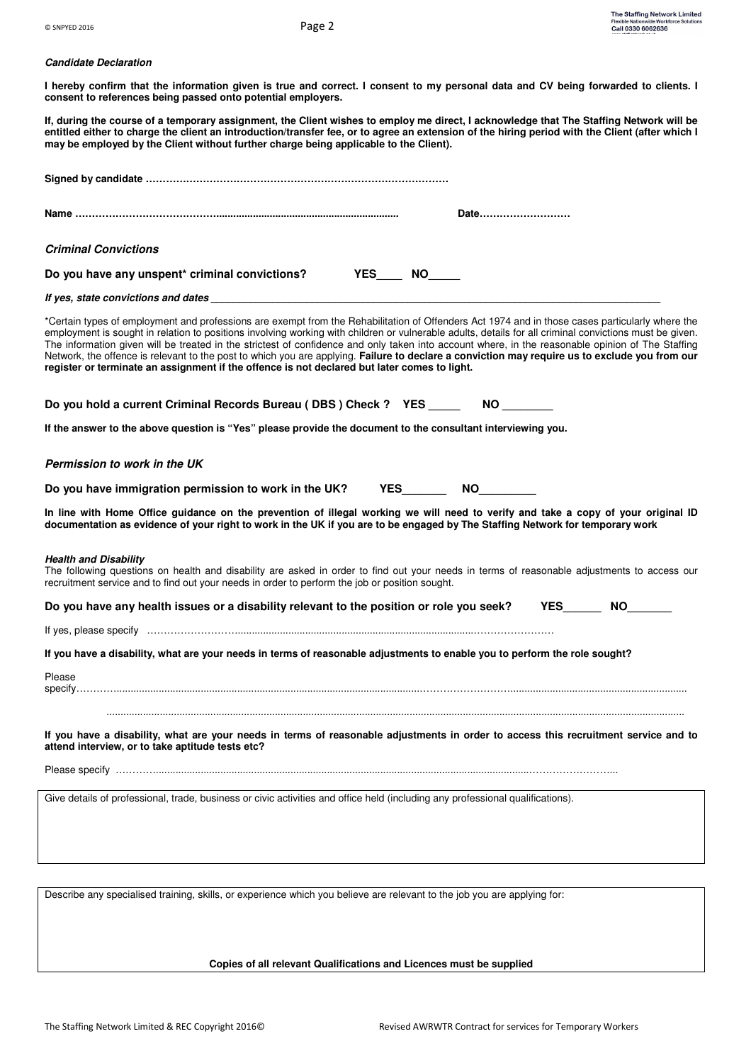***Candidate Declaration***

**I hereby confirm that the information given is true and correct. I consent to my personal data and CV being forwarded to clients. I consent to references being passed onto potential employers.**

**If, during the course of a temporary assignment, the Client wishes to employ me direct, I acknowledge that The Staffing Network will be entitled either to charge the client an introduction/transfer fee, or to agree an extension of the hiring period with the Client (after which I may be employed by the Client without further charge being applicable to the Client).**

**Signed by candidate ……………………………………………………………………………**

**Name ……………………………………............................................................ Date………………………**

### *Criminal Convictions*

**Do you have any unspent* criminal convictions? YES____ NO_____**

***If yes, state convictions and dates*** ___________________________________________________________________________

*Certain types of employment and professions are exempt from the Rehabilitation of Offenders Act 1974 and in those cases particularly where the employment is sought in relation to positions involving working with children or vulnerable adults, details for all criminal convictions must be given. The information given will be treated in the strictest of confidence and only taken into account where, in the reasonable opinion of The Staffing Network, the offence is relevant to the post to which you are applying. **Failure to declare a conviction may require us to exclude you from our register or terminate an assignment if the offence is not declared but later comes to light.**

**Do you hold a current Criminal Records Bureau ( DBS ) Check ? YES _____ NO ________**

**If the answer to the above question is "Yes" please provide the document to the consultant interviewing you.**

### *Permission to work in the UK*

**Do you have immigration permission to work in the UK? YES_______ NO_________**

**In line with Home Office guidance on the prevention of illegal working we will need to verify and take a copy of your original ID documentation as evidence of your right to work in the UK if you are to be engaged by The Staffing Network for temporary work**

***Health and Disability***

The following questions on health and disability are asked in order to find out your needs in terms of reasonable adjustments to access our recruitment service and to find out your needs in order to perform the job or position sought.

**Do you have any health issues or a disability relevant to the position or role you seek? YES______ NO_______**

If yes, please specify ……………………….............................................................................................……………………

**If you have a disability, what are your needs in terms of reasonable adjustments to enable you to perform the role sought?**

Please specify…………...........................................................................................................……………………….............................................................

.............................................................................................................................................................................................

**If you have a disability, what are your needs in terms of reasonable adjustments in order to access this recruitment service and to attend interview, or to take aptitude tests etc?**

Please specify ………...........................................................................................................................................……………………...

Give details of professional, trade, business or civic activities and office held (including any professional qualifications).

Describe any specialised training, skills, or experience which you believe are relevant to the job you are applying for:

**Copies of all relevant Qualifications and Licences must be supplied**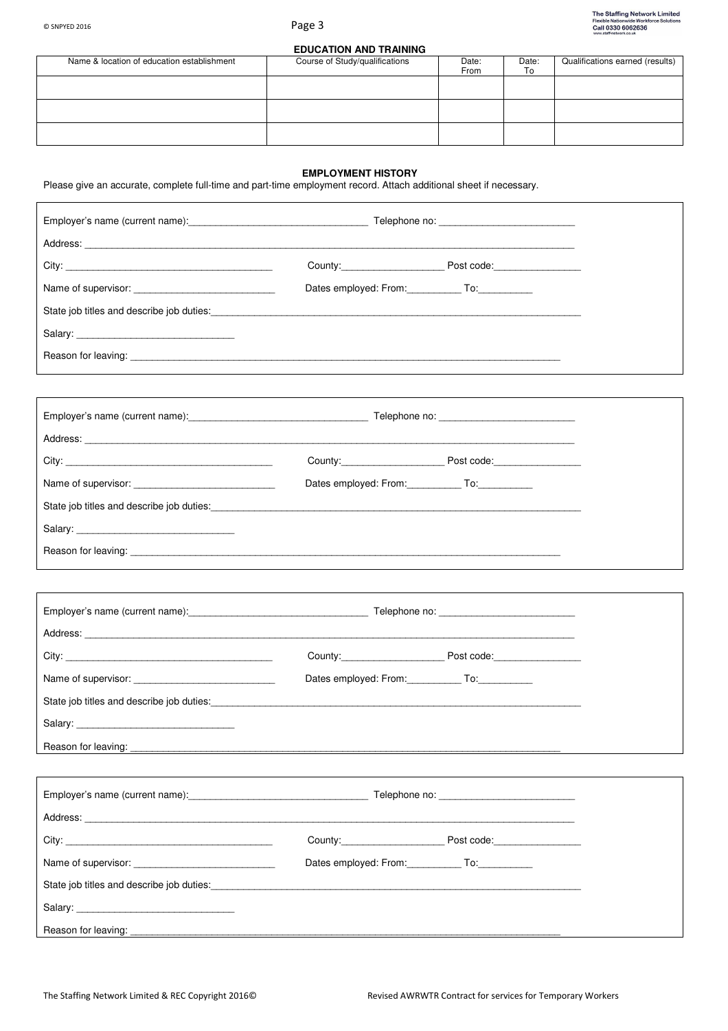## EDUCATION AND TRAINING

| Name & location of education establishment | Course of Study/qualifications | Date: From | Date: To | Qualifications earned (results) |
|---|---|---|---|---|
| | | | | |
| | | | | |
| | | | | |

## EMPLOYMENT HISTORY

Please give an accurate, complete full-time and part-time employment record. Attach additional sheet if necessary.

Employer's name (current name):_________________________________ Telephone no: _________________________

Address: ____________________________________________________________________________________________

City: _______________________________________ County:___________________ Post code:________________

Name of supervisor: __________________________ Dates employed: From:__________ To:__________

State job titles and describe job duties:________________________________________________________________________

Salary: ______________________________

Reason for leaving: ________________________________________________________________________________

---

Employer's name (current name):_________________________________ Telephone no: _________________________

Address: ____________________________________________________________________________________________

City: _______________________________________ County:___________________ Post code:________________

Name of supervisor: __________________________ Dates employed: From:__________ To:__________

State job titles and describe job duties:________________________________________________________________________

Salary: ______________________________

Reason for leaving: ________________________________________________________________________________

---

Employer's name (current name):_________________________________ Telephone no: _________________________

Address: ____________________________________________________________________________________________

City: _______________________________________ County:___________________ Post code:________________

Name of supervisor: __________________________ Dates employed: From:__________ To:__________

State job titles and describe job duties:________________________________________________________________________

Salary: ______________________________

Reason for leaving: ________________________________________________________________________________

---

Employer's name (current name):_________________________________ Telephone no: _________________________

Address: ____________________________________________________________________________________________

City: _______________________________________ County:___________________ Post code:________________

Name of supervisor: __________________________ Dates employed: From:__________ To:__________

State job titles and describe job duties:________________________________________________________________________

Salary: ______________________________

Reason for leaving: ________________________________________________________________________________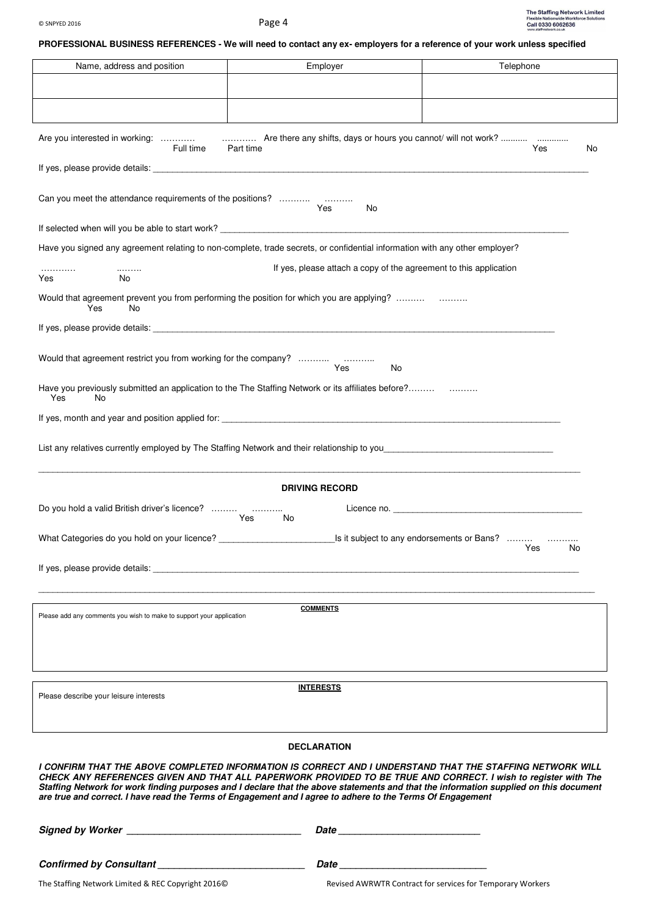**PROFESSIONAL BUSINESS REFERENCES - We will need to contact any ex- employers for a reference of your work unless specified**

| Name, address and position | Employer | Telephone |
|---|---|---|
| | | |
| | | |

Are you interested in working: ………… Full time ………… Part time Are there any shifts, days or hours you cannot/ will not work? ........... Yes ............ No

If yes, please provide details: ___________________________________________

Can you meet the attendance requirements of the positions? ……….. Yes ……….. No

If selected when will you be able to start work? ___________________________________________

Have you signed any agreement relating to non-complete, trade secrets, or confidential information with any other employer?

………… Yes ..……. No If yes, please attach a copy of the agreement to this application

Would that agreement prevent you from performing the position for which you are applying? ………. Yes ………. No

If yes, please provide details: ___________________________________________

Would that agreement restrict you from working for the company? ……….. Yes ……….. No

Have you previously submitted an application to the The Staffing Network or its affiliates before?……… Yes ……… No

If yes, month and year and position applied for: ___________________________________________

List any relatives currently employed by The Staffing Network and their relationship to you___________________________________________

___________________________________________

**DRIVING RECORD**

Do you hold a valid British driver's licence? ……… Yes ……….. No Licence no. ___________________________________________

What Categories do you hold on your licence? _______________________Is it subject to any endorsements or Bans? ……… Yes ……….. No

If yes, please provide details: ___________________________________________

___________________________________________

**COMMENTS**

Please add any comments you wish to make to support your application

**INTERESTS**

Please describe your leisure interests

**DECLARATION**

***I CONFIRM THAT THE ABOVE COMPLETED INFORMATION IS CORRECT AND I UNDERSTAND THAT THE STAFFING NETWORK WILL CHECK ANY REFERENCES GIVEN AND THAT ALL PAPERWORK PROVIDED TO BE TRUE AND CORRECT. I wish to register with The Staffing Network for work finding purposes and I declare that the above statements and that the information supplied on this document are true and correct. I have read the Terms of Engagement and I agree to adhere to the Terms Of Engagement***

***Signed by Worker*** ________________________________ ***Date*** __________________________

***Confirmed by Consultant*** ___________________________ ***Date*** ___________________________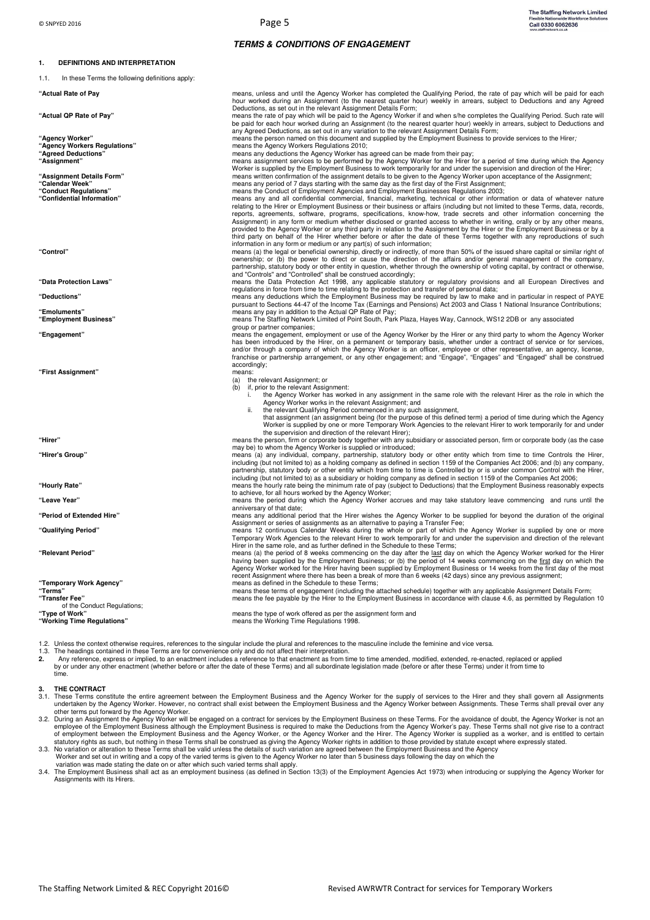## *TERMS & CONDITIONS OF ENGAGEMENT*

### 1. DEFINITIONS AND INTERPRETATION

1.1. In these Terms the following definitions apply:

| Term | Definition |
|---|---|
| "Actual Rate of Pay | means, unless and until the Agency Worker has completed the Qualifying Period, the rate of pay which will be paid for each hour worked during an Assignment (to the nearest quarter hour) weekly in arrears, subject to Deductions and any Agreed Deductions, as set out in the relevant Assignment Details Form; |
| "Actual QP Rate of Pay" | means the rate of pay which will be paid to the Agency Worker if and when s/he completes the Qualifying Period. Such rate will be paid for each hour worked during an Assignment (to the nearest quarter hour) weekly in arrears, subject to Deductions and any Agreed Deductions, as set out in any variation to the relevant Assignment Details Form; |
| "Agency Worker" | means the person named on this document and supplied by the Employment Business to provide services to the Hirer; |
| "Agency Workers Regulations" | means the Agency Workers Regulations 2010; |
| "Agreed Deductions" | means any deductions the Agency Worker has agreed can be made from their pay; |
| "Assignment" | means assignment services to be performed by the Agency Worker for the Hirer for a period of time during which the Agency Worker is supplied by the Employment Business to work temporarily for and under the supervision and direction of the Hirer; |
| "Assignment Details Form" | means written confirmation of the assignment details to be given to the Agency Worker upon acceptance of the Assignment; |
| "Calendar Week" | means any period of 7 days starting with the same day as the first day of the First Assignment; |
| "Conduct Regulations" | means the Conduct of Employment Agencies and Employment Businesses Regulations 2003; |
| "Confidential Information" | means any and all confidential commercial, financial, marketing, technical or other information or data of whatever nature relating to the Hirer or Employment Business or their business or affairs (including but not limited to these Terms, data, records, reports, agreements, software, programs, specifications, know-how, trade secrets and other information concerning the Assignment) in any form or medium whether disclosed or granted access to whether in writing, orally or by any other means, provided to the Agency Worker or any third party in relation to the Assignment by the Hirer or the Employment Business or by a third party on behalf of the Hirer whether before or after the date of these Terms together with any reproductions of such information in any form or medium or any part(s) of such information; |
| "Control" | means (a) the legal or beneficial ownership, directly or indirectly, of more than 50% of the issued share capital or similar right of ownership; or (b) the power to direct or cause the direction of the affairs and/or general management of the company, partnership, statutory body or other entity in question, whether through the ownership of voting capital, by contract or otherwise, and "Controls" and "Controlled" shall be construed accordingly; |
| "Data Protection Laws" | means the Data Protection Act 1998, any applicable statutory or regulatory provisions and all European Directives and regulations in force from time to time relating to the protection and transfer of personal data; |
| "Deductions" | means any deductions which the Employment Business may be required by law to make and in particular in respect of PAYE pursuant to Sections 44-47 of the Income Tax (Earnings and Pensions) Act 2003 and Class 1 National Insurance Contributions; |
| "Emoluments" | means any pay in addition to the Actual QP Rate of Pay; |
| "Employment Business" | means The Staffing Network Limited of Point South, Park Plaza, Hayes Way, Cannock, WS12 2DB or any associated group or partner companies; |
| "Engagement" | means the engagement, employment or use of the Agency Worker by the Hirer or any third party to whom the Agency Worker has been introduced by the Hirer, on a permanent or temporary basis, whether under a contract of service or for services, and/or through a company of which the Agency Worker is an officer, employee or other representative, an agency, license, franchise or partnership arrangement, or any other engagement; and "Engage", "Engages" and "Engaged" shall be construed accordingly; |
| "First Assignment" | means: (a) the relevant Assignment; or (b) if, prior to the relevant Assignment: i. the Agency Worker has worked in any assignment in the same role with the relevant Hirer as the role in which the Agency Worker works in the relevant Assignment; and ii. the relevant Qualifying Period commenced in any such assignment, that assignment (an assignment being (for the purpose of this defined term) a period of time during which the Agency Worker is supplied by one or more Temporary Work Agencies to the relevant Hirer to work temporarily for and under the supervision and direction of the relevant Hirer); |
| "Hirer" | means the person, firm or corporate body together with any subsidiary or associated person, firm or corporate body (as the case may be) to whom the Agency Worker is supplied or introduced; |
| "Hirer's Group" | means (a) any individual, company, partnership, statutory body or other entity which from time to time Controls the Hirer, including (but not limited to) as a holding company as defined in section 1159 of the Companies Act 2006; and (b) any company, partnership, statutory body or other entity which from time to time is Controlled by or is under common Control with the Hirer, including (but not limited to) as a subsidiary or holding company as defined in section 1159 of the Companies Act 2006; |
| "Hourly Rate" | means the hourly rate being the minimum rate of pay (subject to Deductions) that the Employment Business reasonably expects to achieve, for all hours worked by the Agency Worker; |
| "Leave Year" | means the period during which the Agency Worker accrues and may take statutory leave commencing and runs until the anniversary of that date; |
| "Period of Extended Hire" | means any additional period that the Hirer wishes the Agency Worker to be supplied for beyond the duration of the original Assignment or series of assignments as an alternative to paying a Transfer Fee; |
| "Qualifying Period" | means 12 continuous Calendar Weeks during the whole or part of which the Agency Worker is supplied by one or more Temporary Work Agencies to the relevant Hirer to work temporarily for and under the supervision and direction of the relevant Hirer in the same role, and as further defined in the Schedule to these Terms; |
| "Relevant Period" | means (a) the period of 8 weeks commencing on the day after the last day on which the Agency Worker worked for the Hirer having been supplied by the Employment Business; or (b) the period of 14 weeks commencing on the first day on which the Agency Worker worked for the Hirer having been supplied by Employment Business or 14 weeks from the first day of the most recent Assignment where there has been a break of more than 6 weeks (42 days) since any previous assignment; |
| "Temporary Work Agency" | means as defined in the Schedule to these Terms; |
| "Terms" | means these terms of engagement (including the attached schedule) together with any applicable Assignment Details Form; |
| "Transfer Fee" of the Conduct Regulations; | means the fee payable by the Hirer to the Employment Business in accordance with clause 4.6, as permitted by Regulation 10 |
| "Type of Work" | means the type of work offered as per the assignment form and |
| "Working Time Regulations" | means the Working Time Regulations 1998. |

1.2. Unless the context otherwise requires, references to the singular include the plural and references to the masculine include the feminine and vice versa.

1.3. The headings contained in these Terms are for convenience only and do not affect their interpretation.

**2.** Any reference, express or implied, to an enactment includes a reference to that enactment as from time to time amended, modified, extended, re-enacted, replaced or applied by or under any other enactment (whether before or after the date of these Terms) and all subordinate legislation made (before or after these Terms) under it from time to time.

### 3. THE CONTRACT

3.1. These Terms constitute the entire agreement between the Employment Business and the Agency Worker for the supply of services to the Hirer and they shall govern all Assignments undertaken by the Agency Worker. However, no contract shall exist between the Employment Business and the Agency Worker between Assignments. These Terms shall prevail over any other terms put forward by the Agency Worker.

3.2. During an Assignment the Agency Worker will be engaged on a contract for services by the Employment Business on these Terms. For the avoidance of doubt, the Agency Worker is not an employee of the Employment Business although the Employment Business is required to make the Deductions from the Agency Worker's pay. These Terms shall not give rise to a contract of employment between the Employment Business and the Agency Worker, or the Agency Worker and the Hirer. The Agency Worker is supplied as a worker, and is entitled to certain statutory rights as such, but nothing in these Terms shall be construed as giving the Agency Worker rights in addition to those provided by statute except where expressly stated.

3.3. No variation or alteration to these Terms shall be valid unless the details of such variation are agreed between the Employment Business and the Agency Worker and set out in writing and a copy of the varied terms is given to the Agency Worker no later than 5 business days following the day on which the variation was made stating the date on or after which such varied terms shall apply.

3.4. The Employment Business shall act as an employment business (as defined in Section 13(3) of the Employment Agencies Act 1973) when introducing or supplying the Agency Worker for Assignments with its Hirers.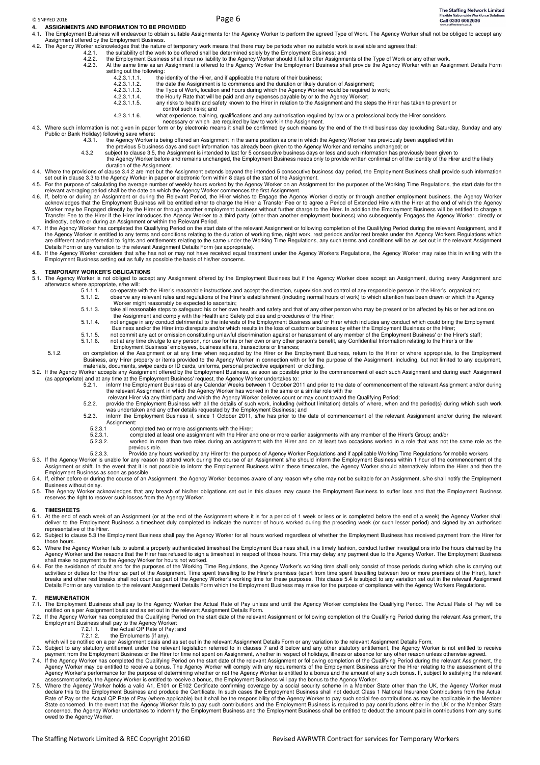## 4. ASSIGNMENTS AND INFORMATION TO BE PROVIDED

4.1. The Employment Business will endeavour to obtain suitable Assignments for the Agency Worker to perform the agreed Type of Work. The Agency Worker shall not be obliged to accept any Assignment offered by the Employment Business.

4.2. The Agency Worker acknowledges that the nature of temporary work means that there may be periods when no suitable work is available and agrees that:

4.2.1. the suitability of the work to be offered shall be determined solely by the Employment Business; and

4.2.2. the Employment Business shall incur no liability to the Agency Worker should it fail to offer Assignments of the Type of Work or any other work.

4.2.3. At the same time as an Assignment is offered to the Agency Worker the Employment Business shall provide the Agency Worker with an Assignment Details Form setting out the following:

4.2.3.1.1.1. the identity of the Hirer, and if applicable the nature of their business;

4.2.3.1.1.2. the date the Assignment is to commence and the duration or likely duration of Assignment;

4.2.3.1.1.3. the Type of Work, location and hours during which the Agency Worker would be required to work;

4.2.3.1.1.4. the Hourly Rate that will be paid and any expenses payable by or to the Agency Worker;

4.2.3.1.1.5. any risks to health and safety known to the Hirer in relation to the Assignment and the steps the Hirer has taken to prevent or control such risks; and

4.2.3.1.1.6. what experience, training, qualifications and any authorisation required by law or a professional body the Hirer considers necessary or which are required by law to work in the Assignment.

4.3. Where such information is not given in paper form or by electronic means it shall be confirmed by such means by the end of the third business day (excluding Saturday, Sunday and any Public or Bank Holiday) following save where:

4.3.1. the Agency Worker is being offered an Assignment in the same position as one in which the Agency Worker has previously been supplied within the previous 5 business days and such information has already been given to the Agency Worker and remains unchanged; or

4.3.2 subject to clause 3.5, the Assignment is intended to last for 5 consecutive business days or less and such information has previously been given to the Agency Worker before and remains unchanged, the Employment Business needs only to provide written confirmation of the identity of the Hirer and the likely duration of the Assignment.

4.4. Where the provisions of clause 3.4.2 are met but the Assignment extends beyond the intended 5 consecutive business day period, the Employment Business shall provide such information set out in clause 3.3 to the Agency Worker in paper or electronic form within 8 days of the start of the Assignment.

4.5. For the purpose of calculating the average number of weekly hours worked by the Agency Worker on an Assignment for the purposes of the Working Time Regulations, the start date for the relevant averaging period shall be the date on which the Agency Worker commences the first Assignment.

4.6. If, before or during an Assignment or during the Relevant Period, the Hirer wishes to Engage the Agency Worker directly or through another employment business, the Agency Worker acknowledges that the Employment Business will be entitled either to charge the Hirer a Transfer Fee or to agree a Period of Extended Hire with the Hirer at the end of which the Agency Worker may be Engaged directly by the Hirer or through another employment business without further charge to the Hirer. In addition the Employment Business will be entitled to charge a Transfer Fee to the Hirer if the Hirer introduces the Agency Worker to a third party (other than another employment business) who subsequently Engages the Agency Worker, directly or indirectly, before or during an Assignment or within the Relevant Period.

4.7. If the Agency Worker has completed the Qualifying Period on the start date of the relevant Assignment or following completion of the Qualifying Period during the relevant Assignment, and if the Agency Worker is entitled to any terms and conditions relating to the duration of working time, night work, rest periods and/or rest breaks under the Agency Workers Regulations which are different and preferential to rights and entitlements relating to the same under the Working Time Regulations, any such terms and conditions will be as set out in the relevant Assignment Details Form or any variation to the relevant Assignment Details Form (as appropriate).

4.8. If the Agency Worker considers that s/he has not or may not have received equal treatment under the Agency Workers Regulations, the Agency Worker may raise this in writing with the Employment Business setting out as fully as possible the basis of his/her concerns.

## 5. TEMPORARY WORKER'S OBLIGATIONS

5.1. The Agency Worker is not obliged to accept any Assignment offered by the Employment Business but if the Agency Worker does accept an Assignment, during every Assignment and afterwards where appropriate, s/he will:

5.1.1.1. co-operate with the Hirer's reasonable instructions and accept the direction, supervision and control of any responsible person in the Hirer's organisation;

5.1.1.2. observe any relevant rules and regulations of the Hirer's establishment (including normal hours of work) to which attention has been drawn or which the Agency Worker might reasonably be expected to ascertain;

5.1.1.3. take all reasonable steps to safeguard his or her own health and safety and that of any other person who may be present or be affected by his or her actions on the Assignment and comply with the Health and Safety policies and procedures of the Hirer;

5.1.1.4. not engage in any conduct detrimental to the interests of the Employment Business and/ or Hirer which includes any conduct which could bring the Employment Business and/or the Hirer into disrepute and/or which results in the loss of custom or business by either the Employment Business or the Hirer;

5.1.1.5. not commit any act or omission constituting unlawful discrimination against or harassment of any member of the Employment Business' or the Hirer's staff;

5.1.1.6. not at any time divulge to any person, nor use for his or her own or any other person's benefit, any Confidential Information relating to the Hirer's or the Employment Business' employees, business affairs, transactions or finances;

5.1.2. on completion of the Assignment or at any time when requested by the Hirer or the Employment Business, return to the Hirer or where appropriate, to the Employment Business, any Hirer property or items provided to the Agency Worker in connection with or for the purpose of the Assignment, including, but not limited to any equipment, materials, documents, swipe cards or ID cards, uniforms, personal protective equipment or clothing.

5.2. If the Agency Worker accepts any Assignment offered by the Employment Business, as soon as possible prior to the commencement of each such Assignment and during each Assignment (as appropriate) and at any time at the Employment Business' request, the Agency Worker undertakes to:

5.2.1. inform the Employment Business of any Calendar Weeks between 1 October 2011 and prior to the date of commencement of the relevant Assignment and/or during the relevant Assignment in which the Agency Worker has worked in the same or a similar role with the relevant Hirer via any third party and which the Agency Worker believes count or may count toward the Qualifying Period;

5.2.2. provide the Employment Business with all the details of such work, including (without limitation) details of where, when and the period(s) during which such work was undertaken and any other details requested by the Employment Business; and

5.2.3. inform the Employment Business if, since 1 October 2011, s/he has prior to the date of commencement of the relevant Assignment and/or during the relevant Assignment:

5.2.3.1 completed two or more assignments with the Hirer;

5.2.3.1. completed at least one assignment with the Hirer and one or more earlier assignments with any member of the Hirer's Group; and/or

5.2.3.2. worked in more than two roles during an assignment with the Hirer and on at least two occasions worked in a role that was not the same role as the previous role.

5.2.3.3. Provide any hours worked by any Hirer for the purpose of Agency Worker Regulations and if applicable Working Time Regulations for mobile workers

5.3. If the Agency Worker is unable for any reason to attend work during the course of an Assignment s/he should inform the Employment Business within 1 hour of the commencement of the Assignment or shift. In the event that it is not possible to inform the Employment Business within these timescales, the Agency Worker should alternatively inform the Hirer and then the Employment Business as soon as possible.

5.4. If, either before or during the course of an Assignment, the Agency Worker becomes aware of any reason why s/he may not be suitable for an Assignment, s/he shall notify the Employment Business without delay.

5.5. The Agency Worker acknowledges that any breach of his/her obligations set out in this clause may cause the Employment Business to suffer loss and that the Employment Business reserves the right to recover such losses from the Agency Worker.

## 6. TIMESHEETS

6.1. At the end of each week of an Assignment (or at the end of the Assignment where it is for a period of 1 week or less or is completed before the end of a week) the Agency Worker shall deliver to the Employment Business a timesheet duly completed to indicate the number of hours worked during the preceding week (or such lesser period) and signed by an authorised representative of the Hirer.

6.2. Subject to clause 5.3 the Employment Business shall pay the Agency Worker for all hours worked regardless of whether the Employment Business has received payment from the Hirer for those hours.

6.3. Where the Agency Worker fails to submit a properly authenticated timesheet the Employment Business shall, in a timely fashion, conduct further investigations into the hours claimed by the Agency Worker and the reasons that the Hirer has refused to sign a timesheet in respect of those hours. This may delay any payment due to the Agency Worker. The Employment Business shall make no payment to the Agency Worker for hours not worked.

6.4. For the avoidance of doubt and for the purposes of the Working Time Regulations, the Agency Worker's working time shall only consist of those periods during which s/he is carrying out activities or duties for the Hirer as part of the Assignment. Time spent travelling to the Hirer's premises (apart from time spent travelling between two or more premises of the Hirer), lunch breaks and other rest breaks shall not count as part of the Agency Worker's working time for these purposes. This clause 5.4 is subject to any variation set out in the relevant Assignment Details Form or any variation to the relevant Assignment Details Form which the Employment Business may make for the purpose of compliance with the Agency Workers Regulations.

## 7. REMUNERATION

7.1. The Employment Business shall pay to the Agency Worker the Actual Rate of Pay unless and until the Agency Worker completes the Qualifying Period. The Actual Rate of Pay will be notified on a per Assignment basis and as set out in the relevant Assignment Details Form.

7.2. If the Agency Worker has completed the Qualifying Period on the start date of the relevant Assignment or following completion of the Qualifying Period during the relevant Assignment, the Employment Business shall pay to the Agency Worker:

7.2.1.1. the Actual QP Rate of Pay; and

7.2.1.2. the Emoluments (if any),

which will be notified on a per Assignment basis and as set out in the relevant Assignment Details Form or any variation to the relevant Assignment Details Form.

7.3. Subject to any statutory entitlement under the relevant legislation referred to in clauses 7 and 8 below and any other statutory entitlement, the Agency Worker is not entitled to receive payment from the Employment Business or the Hirer for time not spent on Assignment, whether in respect of holidays, illness or absence for any other reason unless otherwise agreed.

7.4. If the Agency Worker has completed the Qualifying Period on the start date of the relevant Assignment or following completion of the Qualifying Period during the relevant Assignment, the Agency Worker may be entitled to receive a bonus. The Agency Worker will comply with any requirements of the Employment Business and/or the Hirer relating to the assessment of the Agency Worker's performance for the purpose of determining whether or not the Agency Worker is entitled to a bonus and the amount of any such bonus. If, subject to satisfying the relevant assessment criteria, the Agency Worker is entitled to receive a bonus, the Employment Business will pay the bonus to the Agency Worker.

7.5. Where the Agency Worker holds a valid A1, E101 or E102 Certificate confirming coverage by a social security scheme in a Member State other than the UK, the Agency Worker must declare this to the Employment Business and produce the Certificate. In such cases the Employment Business shall not deduct Class 1 National Insurance Contributions from the Actual Rate of Pay or the Actual QP Rate of Pay (where applicable) but it shall be the responsibility of the Agency Worker to pay such social fee contributions as may be applicable in the Member State concerned. In the event that the Agency Worker fails to pay such contributions and the Employment Business is required to pay contributions either in the UK or the Member State concerned, the Agency Worker undertakes to indemnify the Employment Business and the Employment Business shall be entitled to deduct the amount paid in contributions from any sums owed to the Agency Worker.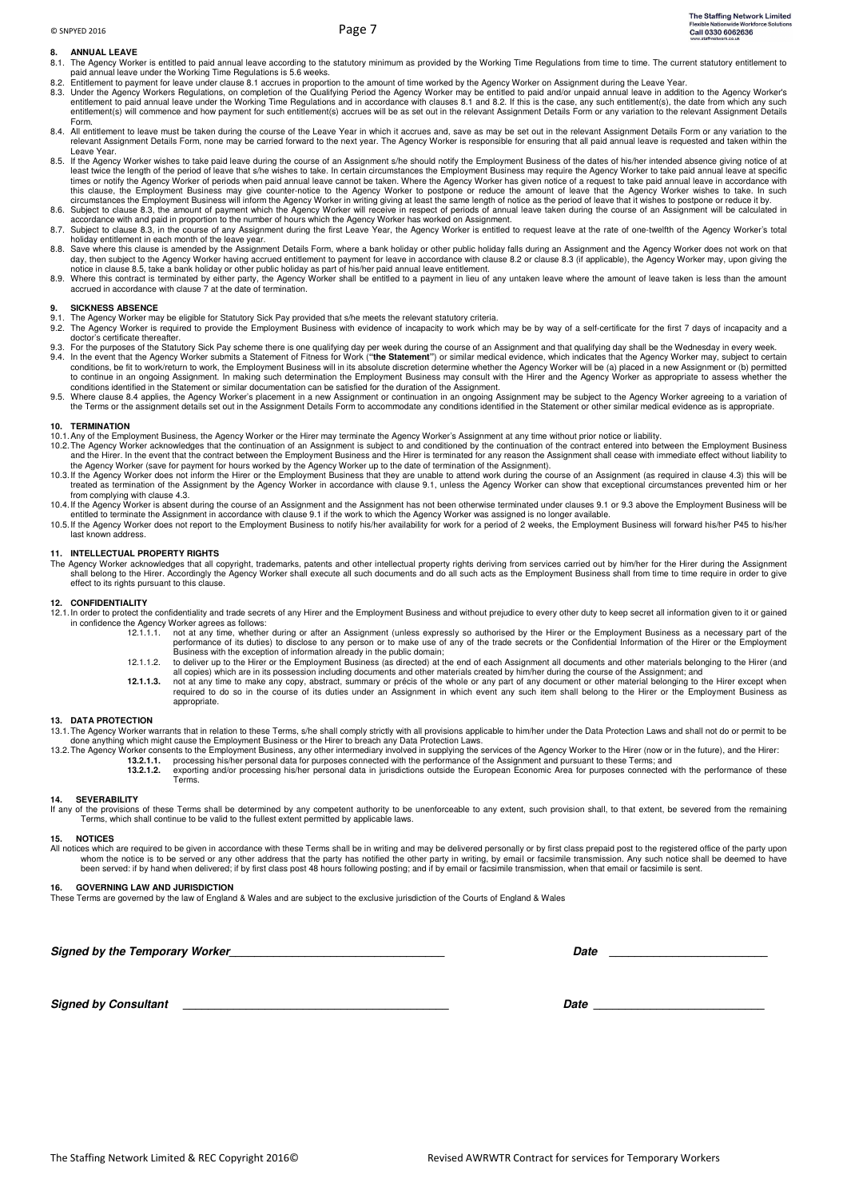## 8. ANNUAL LEAVE

8.1. The Agency Worker is entitled to paid annual leave according to the statutory minimum as provided by the Working Time Regulations from time to time. The current statutory entitlement to paid annual leave under the Working Time Regulations is 5.6 weeks.

8.2. Entitlement to payment for leave under clause 8.1 accrues in proportion to the amount of time worked by the Agency Worker on Assignment during the Leave Year.

8.3. Under the Agency Workers Regulations, on completion of the Qualifying Period the Agency Worker may be entitled to paid and/or unpaid annual leave in addition to the Agency Worker's entitlement to paid annual leave under the Working Time Regulations and in accordance with clauses 8.1 and 8.2. If this is the case, any such entitlement(s), the date from which any such entitlement(s) will commence and how payment for such entitlement(s) accrues will be as set out in the relevant Assignment Details Form or any variation to the relevant Assignment Details Form.

8.4. All entitlement to leave must be taken during the course of the Leave Year in which it accrues and, save as may be set out in the relevant Assignment Details Form or any variation to the relevant Assignment Details Form, none may be carried forward to the next year. The Agency Worker is responsible for ensuring that all paid annual leave is requested and taken within the Leave Year.

8.5. If the Agency Worker wishes to take paid leave during the course of an Assignment s/he should notify the Employment Business of the dates of his/her intended absence giving notice of at least twice the length of the period of leave that s/he wishes to take. In certain circumstances the Employment Business may require the Agency Worker to take paid annual leave at specific times or notify the Agency Worker of periods when paid annual leave cannot be taken. Where the Agency Worker has given notice of a request to take paid annual leave in accordance with this clause, the Employment Business may give counter-notice to the Agency Worker to postpone or reduce the amount of leave that the Agency Worker wishes to take. In such circumstances the Employment Business will inform the Agency Worker in writing giving at least the same length of notice as the period of leave that it wishes to postpone or reduce it by.

8.6. Subject to clause 8.3, the amount of payment which the Agency Worker will receive in respect of periods of annual leave taken during the course of an Assignment will be calculated in accordance with and paid in proportion to the number of hours which the Agency Worker has worked on Assignment.

8.7. Subject to clause 8.3, in the course of any Assignment during the first Leave Year, the Agency Worker is entitled to request leave at the rate of one-twelfth of the Agency Worker's total holiday entitlement in each month of the leave year.

8.8. Save where this clause is amended by the Assignment Details Form, where a bank holiday or other public holiday falls during an Assignment and the Agency Worker does not work on that day, then subject to the Agency Worker having accrued entitlement to payment for leave in accordance with clause 8.2 or clause 8.3 (if applicable), the Agency Worker may, upon giving the notice in clause 8.5, take a bank holiday or other public holiday as part of his/her paid annual leave entitlement.

8.9. Where this contract is terminated by either party, the Agency Worker shall be entitled to a payment in lieu of any untaken leave where the amount of leave taken is less than the amount accrued in accordance with clause 7 at the date of termination.

## 9. SICKNESS ABSENCE

9.1. The Agency Worker may be eligible for Statutory Sick Pay provided that s/he meets the relevant statutory criteria.

9.2. The Agency Worker is required to provide the Employment Business with evidence of incapacity to work which may be by way of a self-certificate for the first 7 days of incapacity and a doctor's certificate thereafter.

9.3. For the purposes of the Statutory Sick Pay scheme there is one qualifying day per week during the course of an Assignment and that qualifying day shall be the Wednesday in every week.

9.4. In the event that the Agency Worker submits a Statement of Fitness for Work (**"the Statement"**) or similar medical evidence, which indicates that the Agency Worker may, subject to certain conditions, be fit to work/return to work, the Employment Business will in its absolute discretion determine whether the Agency Worker will be (a) placed in a new Assignment or (b) permitted to continue in an ongoing Assignment. In making such determination the Employment Business may consult with the Hirer and the Agency Worker as appropriate to assess whether the conditions identified in the Statement or similar documentation can be satisfied for the duration of the Assignment.

9.5. Where clause 8.4 applies, the Agency Worker's placement in a new Assignment or continuation in an ongoing Assignment may be subject to the Agency Worker agreeing to a variation of the Terms or the assignment details set out in the Assignment Details Form to accommodate any conditions identified in the Statement or other similar medical evidence as is appropriate.

## 10. TERMINATION

10.1. Any of the Employment Business, the Agency Worker or the Hirer may terminate the Agency Worker's Assignment at any time without prior notice or liability.

10.2. The Agency Worker acknowledges that the continuation of an Assignment is subject to and conditioned by the continuation of the contract entered into between the Employment Business and the Hirer. In the event that the contract between the Employment Business and the Hirer is terminated for any reason the Assignment shall cease with immediate effect without liability to the Agency Worker (save for payment for hours worked by the Agency Worker up to the date of termination of the Assignment).

10.3. If the Agency Worker does not inform the Hirer or the Employment Business that they are unable to attend work during the course of an Assignment (as required in clause 4.3) this will be treated as termination of the Assignment by the Agency Worker in accordance with clause 9.1, unless the Agency Worker can show that exceptional circumstances prevented him or her from complying with clause 4.3.

10.4. If the Agency Worker is absent during the course of an Assignment and the Assignment has not been otherwise terminated under clauses 9.1 or 9.3 above the Employment Business will be entitled to terminate the Assignment in accordance with clause 9.1 if the work to which the Agency Worker was assigned is no longer available.

10.5. If the Agency Worker does not report to the Employment Business to notify his/her availability for work for a period of 2 weeks, the Employment Business will forward his/her P45 to his/her last known address.

## 11. INTELLECTUAL PROPERTY RIGHTS

The Agency Worker acknowledges that all copyright, trademarks, patents and other intellectual property rights deriving from services carried out by him/her for the Hirer during the Assignment shall belong to the Hirer. Accordingly the Agency Worker shall execute all such documents and do all such acts as the Employment Business shall from time to time require in order to give effect to its rights pursuant to this clause.

## 12. CONFIDENTIALITY

12.1. In order to protect the confidentiality and trade secrets of any Hirer and the Employment Business and without prejudice to every other duty to keep secret all information given to it or gained in confidence the Agency Worker agrees as follows:

12.1.1.1. not at any time, whether during or after an Assignment (unless expressly so authorised by the Hirer or the Employment Business as a necessary part of the performance of its duties) to disclose to any person or to make use of any of the trade secrets or the Confidential Information of the Hirer or the Employment Business with the exception of information already in the public domain;

12.1.1.2. to deliver up to the Hirer or the Employment Business (as directed) at the end of each Assignment all documents and other materials belonging to the Hirer (and all copies) which are in its possession including documents and other materials created by him/her during the course of the Assignment; and

**12.1.1.3.** not at any time to make any copy, abstract, summary or précis of the whole or any part of any document or other material belonging to the Hirer except when required to do so in the course of its duties under an Assignment in which event any such item shall belong to the Hirer or the Employment Business as appropriate.

## 13. DATA PROTECTION

13.1. The Agency Worker warrants that in relation to these Terms, s/he shall comply strictly with all provisions applicable to him/her under the Data Protection Laws and shall not do or permit to be done anything which might cause the Employment Business or the Hirer to breach any Data Protection Laws.

13.2. The Agency Worker consents to the Employment Business, any other intermediary involved in supplying the services of the Agency Worker to the Hirer (now or in the future), and the Hirer:

**13.2.1.1.** processing his/her personal data for purposes connected with the performance of the Assignment and pursuant to these Terms; and

**13.2.1.2.** exporting and/or processing his/her personal data in jurisdictions outside the European Economic Area for purposes connected with the performance of these Terms.

## 14. SEVERABILITY

If any of the provisions of these Terms shall be determined by any competent authority to be unenforceable to any extent, such provision shall, to that extent, be severed from the remaining Terms, which shall continue to be valid to the fullest extent permitted by applicable laws.

## 15. NOTICES

All notices which are required to be given in accordance with these Terms shall be in writing and may be delivered personally or by first class prepaid post to the registered office of the party upon whom the notice is to be served or any other address that the party has notified the other party in writing, by email or facsimile transmission. Any such notice shall be deemed to have been served: if by hand when delivered; if by first class post 48 hours following posting; and if by email or facsimile transmission, when that email or facsimile is sent.

## 16. GOVERNING LAW AND JURISDICTION

These Terms are governed by the law of England & Wales and are subject to the exclusive jurisdiction of the Courts of England & Wales

***Signed by the Temporary Worker*** ________________________________ ***Date*** ________________________

***Signed by Consultant*** ________________________________ ***Date*** ________________________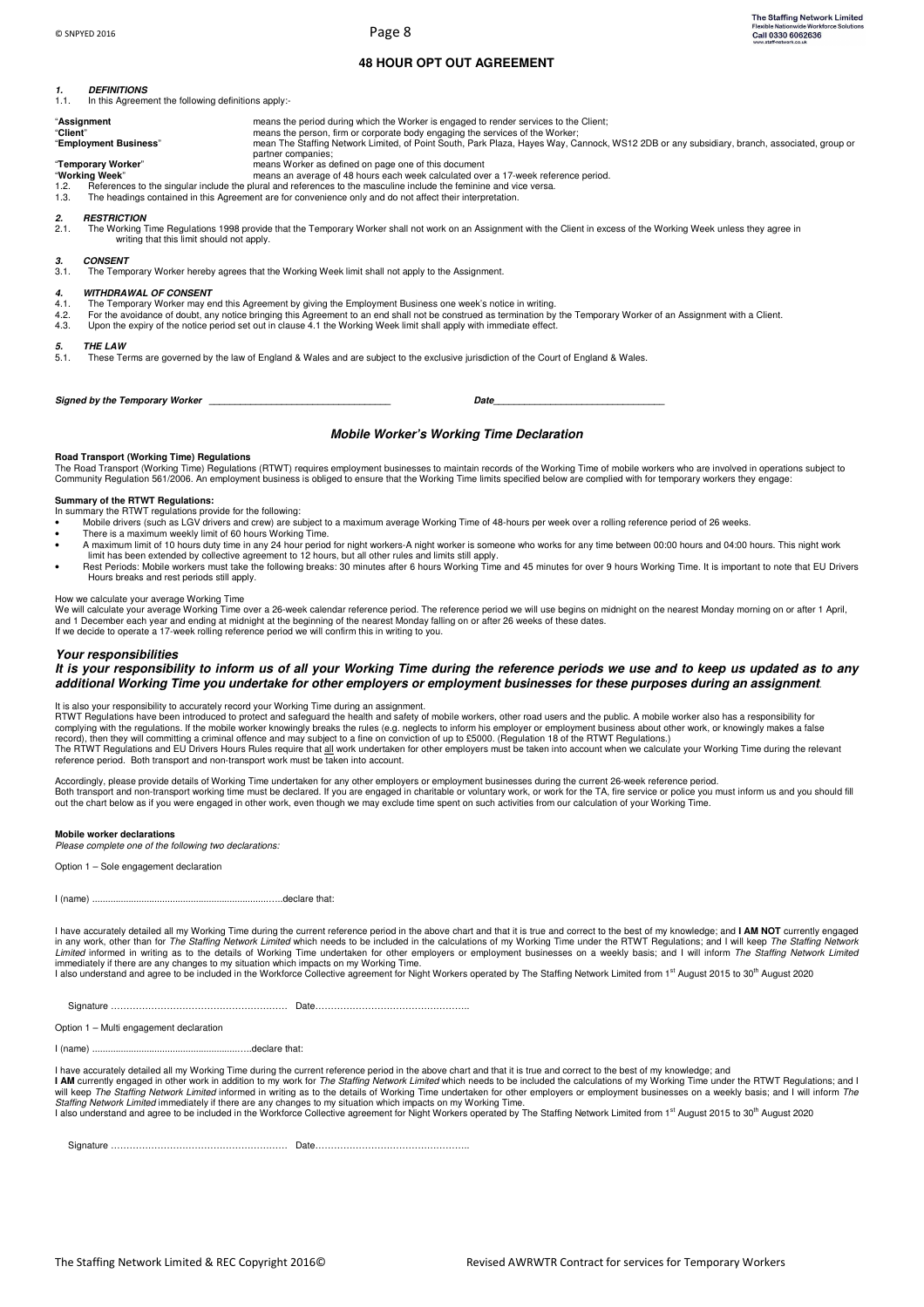## 48 HOUR OPT OUT AGREEMENT

***1. DEFINITIONS***

1.1. In this Agreement the following definitions apply:-

"**Assignment**" means the period during which the Worker is engaged to render services to the Client;
"**Client**" means the person, firm or corporate body engaging the services of the Worker;
"**Employment Business**" mean The Staffing Network Limited, of Point South, Park Plaza, Hayes Way, Cannock, WS12 2DB or any subsidiary, branch, associated, group or partner companies;
"**Temporary Worker**" means Worker as defined on page one of this document
"**Working Week**" means an average of 48 hours each week calculated over a 17-week reference period.

1.2. References to the singular include the plural and references to the masculine include the feminine and vice versa.
1.3. The headings contained in this Agreement are for convenience only and do not affect their interpretation.

***2. RESTRICTION***

2.1. The Working Time Regulations 1998 provide that the Temporary Worker shall not work on an Assignment with the Client in excess of the Working Week unless they agree in writing that this limit should not apply.

***3. CONSENT***

3.1. The Temporary Worker hereby agrees that the Working Week limit shall not apply to the Assignment.

***4. WITHDRAWAL OF CONSENT***

4.1. The Temporary Worker may end this Agreement by giving the Employment Business one week's notice in writing.
4.2. For the avoidance of doubt, any notice bringing this Agreement to an end shall not be construed as termination by the Temporary Worker of an Assignment with a Client.
4.3. Upon the expiry of the notice period set out in clause 4.1 the Working Week limit shall apply with immediate effect.

***5. THE LAW***

5.1. These Terms are governed by the law of England & Wales and are subject to the exclusive jurisdiction of the Court of England & Wales.

***Signed by the Temporary Worker*** ________________________________ ***Date***______________________________

### *Mobile Worker's Working Time Declaration*

**Road Transport (Working Time) Regulations**

The Road Transport (Working Time) Regulations (RTWT) requires employment businesses to maintain records of the Working Time of mobile workers who are involved in operations subject to Community Regulation 561/2006. An employment business is obliged to ensure that the Working Time limits specified below are complied with for temporary workers they engage:

**Summary of the RTWT Regulations:**

In summary the RTWT regulations provide for the following:

- Mobile drivers (such as LGV drivers and crew) are subject to a maximum average Working Time of 48-hours per week over a rolling reference period of 26 weeks.
- There is a maximum weekly limit of 60 hours Working Time.
- A maximum limit of 10 hours duty time in any 24 hour period for night workers-A night worker is someone who works for any time between 00:00 hours and 04:00 hours. This night work limit has been extended by collective agreement to 12 hours, but all other rules and limits still apply.
- Rest Periods: Mobile workers must take the following breaks: 30 minutes after 6 hours Working Time and 45 minutes for over 9 hours Working Time. It is important to note that EU Drivers Hours breaks and rest periods still apply.

How we calculate your average Working Time

We will calculate your average Working Time over a 26-week calendar reference period. The reference period we will use begins on midnight on the nearest Monday morning on or after 1 April, and 1 December each year and ending at midnight at the beginning of the nearest Monday falling on or after 26 weeks of these dates.
If we decide to operate a 17-week rolling reference period we will confirm this in writing to you.

### *Your responsibilities*

***It is your responsibility to inform us of all your Working Time during the reference periods we use and to keep us updated as to any additional Working Time you undertake for other employers or employment businesses for these purposes during an assignment.***

It is also your responsibility to accurately record your Working Time during an assignment.
RTWT Regulations have been introduced to protect and safeguard the health and safety of mobile workers, other road users and the public. A mobile worker also has a responsibility for complying with the regulations. If the mobile worker knowingly breaks the rules (e.g. neglects to inform his employer or employment business about other work, or knowingly makes a false record), then they will committing a criminal offence and may subject to a fine on conviction of up to £5000. (Regulation 18 of the RTWT Regulations.)
The RTWT Regulations and EU Drivers Hours Rules require that all work undertaken for other employers must be taken into account when we calculate your Working Time during the relevant reference period. Both transport and non-transport work must be taken into account.

Accordingly, please provide details of Working Time undertaken for any other employers or employment businesses during the current 26-week reference period.
Both transport and non-transport working time must be declared. If you are engaged in charitable or voluntary work, or work for the TA, fire service or police you must inform us and you should fill out the chart below as if you were engaged in other work, even though we may exclude time spent on such activities from our calculation of your Working Time.

**Mobile worker declarations**

*Please complete one of the following two declarations:*

Option 1 – Sole engagement declaration

I (name) ……………………………………………………………..declare that:

I have accurately detailed all my Working Time during the current reference period in the above chart and that it is true and correct to the best of my knowledge; and **I AM NOT** currently engaged in any work, other than for *The Staffing Network Limited* which needs to be included in the calculations of my Working Time under the RTWT Regulations; and I will keep *The Staffing Network Limited* informed in writing as to the details of Working Time undertaken for other employers or employment businesses on a weekly basis; and I will inform *The Staffing Network Limited* immediately if there are any changes to my situation which impacts on my Working Time.
I also understand and agree to be included in the Workforce Collective agreement for Night Workers operated by The Staffing Network Limited from 1st August 2015 to 30th August 2020

Signature ………………………………………………… Date…………………………………………..

Option 1 – Multi engagement declaration

I (name) ……………………………………………………..declare that:

I have accurately detailed all my Working Time during the current reference period in the above chart and that it is true and correct to the best of my knowledge; and
**I AM** currently engaged in other work in addition to my work for *The Staffing Network Limited* which needs to be included the calculations of my Working Time under the RTWT Regulations; and I will keep *The Staffing Network Limited* informed in writing as to the details of Working Time undertaken for other employers or employment businesses on a weekly basis; and I will inform *The Staffing Network Limited* immediately if there are any changes to my situation which impacts on my Working Time.
I also understand and agree to be included in the Workforce Collective agreement for Night Workers operated by The Staffing Network Limited from 1st August 2015 to 30th August 2020

Signature ………………………………………………… Date…………………………………………..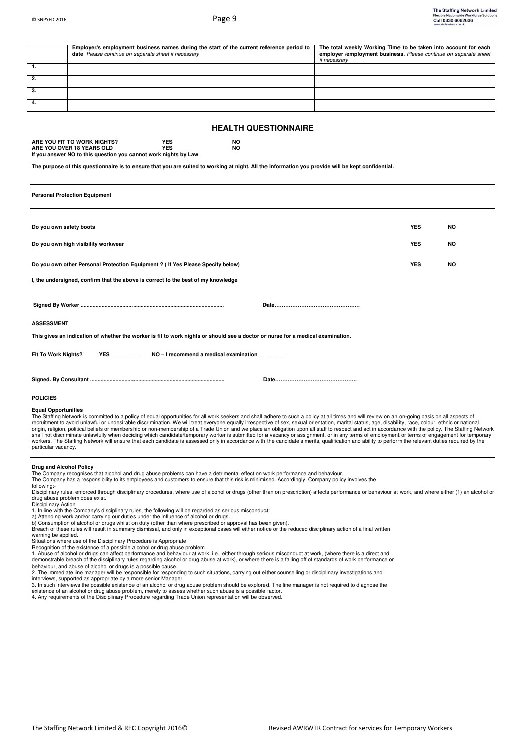| | **Employer/s employment business names during the start of the current reference period to date** *Please continue on separate sheet if necessary* | **The total weekly Working Time to be taken into account for each employer /employment business.** *Please continue on separate sheet if necessary* |
|---|---|---|
| **1.** | | |
| **2.** | | |
| **3.** | | |
| **4.** | | |

## HEALTH QUESTIONNAIRE

**ARE YOU FIT TO WORK NIGHTS?** **YES** **NO**
**ARE YOU OVER 18 YEARS OLD** **YES** **NO**
**If you answer NO to this question you cannot work nights by Law**

**The purpose of this questionnaire is to ensure that you are suited to working at night. All the information you provide will be kept confidential.**

**Personal Protection Equipment**

| | | |
|---|---|---|
| **Do you own safety boots** | **YES** | **NO** |
| **Do you own high visibility workwear** | **YES** | **NO** |
| **Do you own other Personal Protection Equipment ? ( If Yes Please Specify below)** | **YES** | **NO** |

**I, the undersigned, confirm that the above is correct to the best of my knowledge**

**Signed By Worker ..............................................................................................** **Date……………………………………….**

**ASSESSMENT**

**This gives an indication of whether the worker is fit to work nights or should see a doctor or nurse for a medical examination.**

**Fit To Work Nights?** **YES _________** **NO – I recommend a medical examination _________**

**Signed. By Consultant ........................................................................................** **Date……………………………………..**

**POLICIES**

**Equal Opportunities**

The Staffing Network is committed to a policy of equal opportunities for all work seekers and shall adhere to such a policy at all times and will review on an on-going basis on all aspects of recruitment to avoid unlawful or undesirable discrimination. We will treat everyone equally irrespective of sex, sexual orientation, marital status, age, disability, race, colour, ethnic or national origin, religion, political beliefs or membership or non-membership of a Trade Union and we place an obligation upon all staff to respect and act in accordance with the policy. The Staffing Network shall not discriminate unlawfully when deciding which candidate/temporary worker is submitted for a vacancy or assignment, or in any terms of employment or terms of engagement for temporary workers. The Staffing Network will ensure that each candidate is assessed only in accordance with the candidate's merits, qualification and ability to perform the relevant duties required by the particular vacancy.

**Drug and Alcohol Policy**

The Company recognises that alcohol and drug abuse problems can have a detrimental effect on work performance and behaviour.
The Company has a responsibility to its employees and customers to ensure that this risk is minimised. Accordingly, Company policy involves the following:-
Disciplinary rules, enforced through disciplinary procedures, where use of alcohol or drugs (other than on prescription) affects performance or behaviour at work, and where either (1) an alcohol or drug abuse problem does exist.
Disciplinary Action
1. In line with the Company's disciplinary rules, the following will be regarded as serious misconduct:
a) Attending work and/or carrying our duties under the influence of alcohol or drugs.
b) Consumption of alcohol or drugs whilst on duty (other than where prescribed or approval has been given).
Breach of these rules will result in summary dismissal, and only in exceptional cases will either notice or the reduced disciplinary action of a final written warning be applied.
Situations where use of the Disciplinary Procedure is Appropriate
Recognition of the existence of a possible alcohol or drug abuse problem.
1. Abuse of alcohol or drugs can affect performance and behaviour at work, i.e., either through serious misconduct at work, (where there is a direct and demonstrable breach of the disciplinary rules regarding alcohol or drug abuse at work), or where there is a falling off of standards of work performance or behaviour, and abuse of alcohol or drugs is a possible cause.
2. The immediate line manager will be responsible for responding to such situations, carrying out either counselling or disciplinary investigations and interviews, supported as appropriate by a more senior Manager.
3. In such interviews the possible existence of an alcohol or drug abuse problem should be explored. The line manager is not required to diagnose the existence of an alcohol or drug abuse problem, merely to assess whether such abuse is a possible factor.
4. Any requirements of the Disciplinary Procedure regarding Trade Union representation will be observed.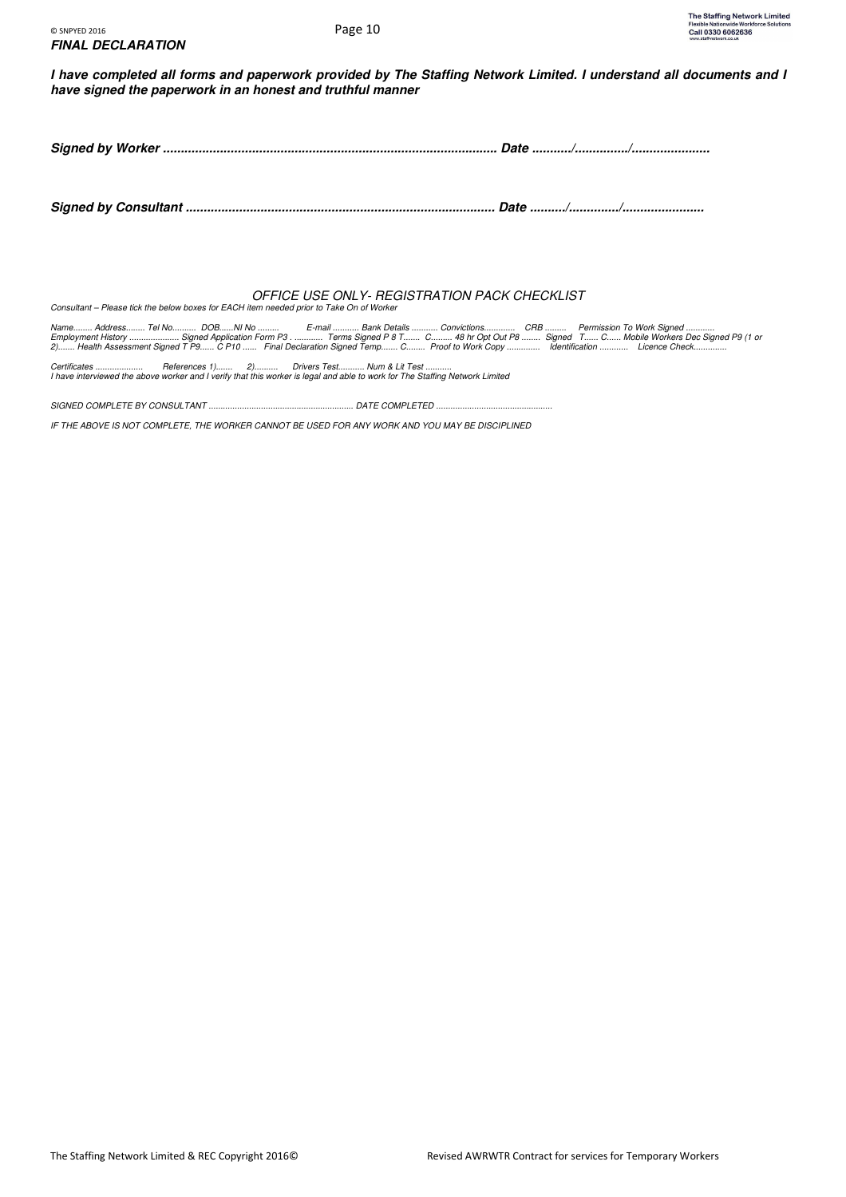**FINAL DECLARATION**

***I have completed all forms and paperwork provided by The Staffing Network Limited. I understand all documents and I have signed the paperwork in an honest and truthful manner***

***Signed by Worker ............................................................................................ Date .........../.............../.....................***

***Signed by Consultant ..................................................................................... Date ........../............../.......................***

*OFFICE USE ONLY- REGISTRATION PACK CHECKLIST*

*Consultant – Please tick the below boxes for EACH item needed prior to Take On of Worker*

*Name........ Address........ Tel No.......... DOB......NI No ......... E-mail ........... Bank Details ........... Convictions............. CRB ......... Permission To Work Signed ............ Employment History .................... Signed Application Form P3 . ........... Terms Signed P 8 T....... C......... 48 hr Opt Out P8 ........ Signed T...... C...... Mobile Workers Dec Signed P9 (1 or 2)....... Health Assessment Signed T P9...... C P10 ...... Final Declaration Signed Temp....... C........ Proof to Work Copy ............. Identification ............ Licence Check.............*

*Certificates .................... References 1)....... 2).......... Drivers Test........... Num & Lit Test ...........*

*I have interviewed the above worker and I verify that this worker is legal and able to work for The Staffing Network Limited*

*SIGNED COMPLETE BY CONSULTANT ........................................................... DATE COMPLETED ................................................*

*IF THE ABOVE IS NOT COMPLETE, THE WORKER CANNOT BE USED FOR ANY WORK AND YOU MAY BE DISCIPLINED*